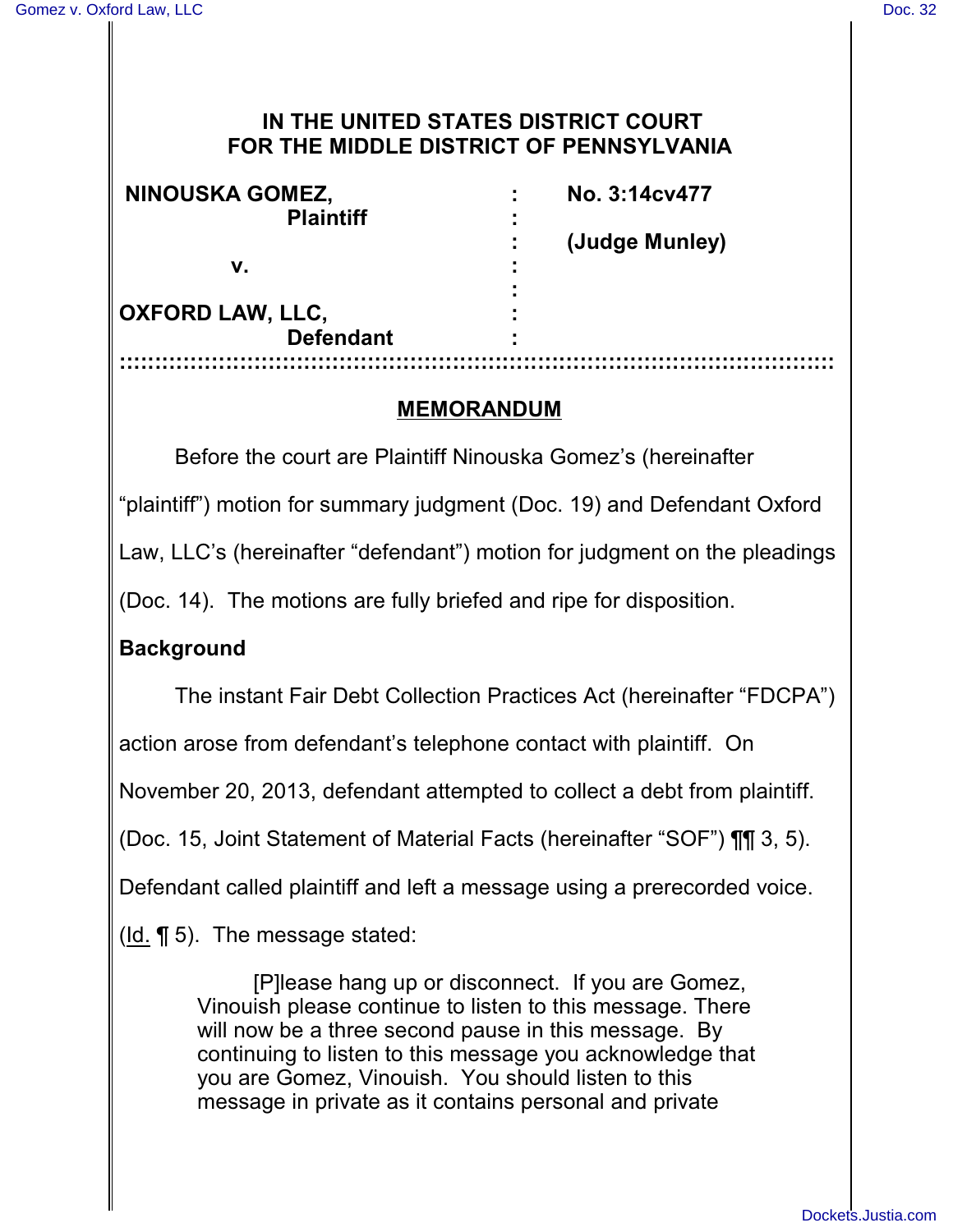**IN THE UNITED STATES DISTRICT COURT**
**FOR THE MIDDLE DISTRICT OF PENNSYLVANIA**

| | | |
|---|---|---|
| **NINOUSKA GOMEZ,** | : | **No. 3:14cv477** |
| **Plaintiff** | : | |
| | : | **(Judge Munley)** |
| **v.** | : | |
| | : | |
| **OXFORD LAW, LLC,** | : | |
| **Defendant** | : | |

**::::::::::::::::::::::::::::::::::::::::::::::::::::::::::::::::::::::::::::::::::::::::::::::::::::**

## MEMORANDUM

Before the court are Plaintiff Ninouska Gomez's (hereinafter "plaintiff") motion for summary judgment (Doc. 19) and Defendant Oxford Law, LLC's (hereinafter "defendant") motion for judgment on the pleadings (Doc. 14). The motions are fully briefed and ripe for disposition.

**Background**

The instant Fair Debt Collection Practices Act (hereinafter "FDCPA") action arose from defendant's telephone contact with plaintiff. On November 20, 2013, defendant attempted to collect a debt from plaintiff. (Doc. 15, Joint Statement of Material Facts (hereinafter "SOF") ¶¶ 3, 5). Defendant called plaintiff and left a message using a prerecorded voice. (Id. ¶ 5). The message stated:

> [P]lease hang up or disconnect. If you are Gomez, Vinouish please continue to listen to this message. There will now be a three second pause in this message. By continuing to listen to this message you acknowledge that you are Gomez, Vinouish. You should listen to this message in private as it contains personal and private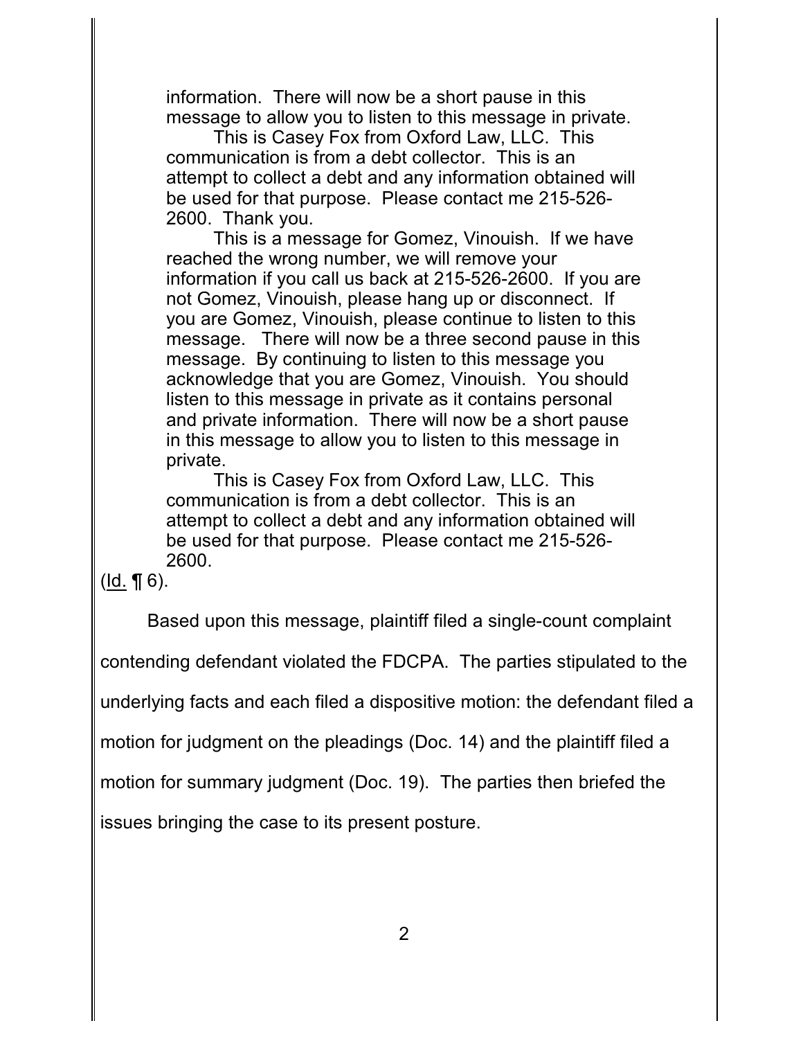information. There will now be a short pause in this message to allow you to listen to this message in private.

This is Casey Fox from Oxford Law, LLC. This communication is from a debt collector. This is an attempt to collect a debt and any information obtained will be used for that purpose. Please contact me 215-526-2600. Thank you.

This is a message for Gomez, Vinouish. If we have reached the wrong number, we will remove your information if you call us back at 215-526-2600. If you are not Gomez, Vinouish, please hang up or disconnect. If you are Gomez, Vinouish, please continue to listen to this message. There will now be a three second pause in this message. By continuing to listen to this message you acknowledge that you are Gomez, Vinouish. You should listen to this message in private as it contains personal and private information. There will now be a short pause in this message to allow you to listen to this message in private.

This is Casey Fox from Oxford Law, LLC. This communication is from a debt collector. This is an attempt to collect a debt and any information obtained will be used for that purpose. Please contact me 215-526-2600.

(Id. ¶ 6).

Based upon this message, plaintiff filed a single-count complaint contending defendant violated the FDCPA. The parties stipulated to the underlying facts and each filed a dispositive motion: the defendant filed a motion for judgment on the pleadings (Doc. 14) and the plaintiff filed a motion for summary judgment (Doc. 19). The parties then briefed the issues bringing the case to its present posture.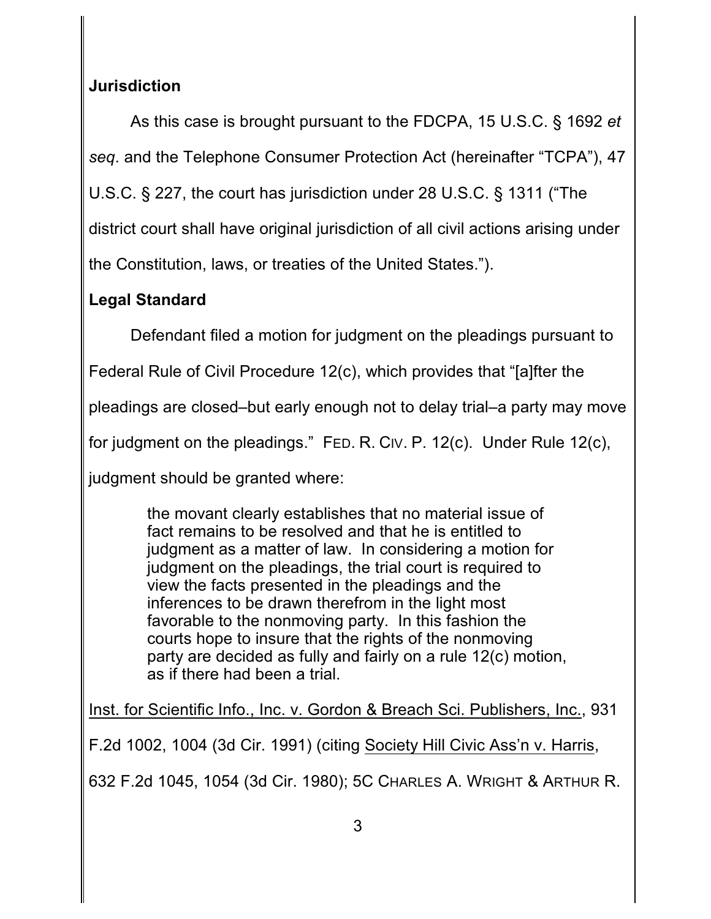**Jurisdiction**

As this case is brought pursuant to the FDCPA, 15 U.S.C. § 1692 *et seq*. and the Telephone Consumer Protection Act (hereinafter "TCPA"), 47 U.S.C. § 227, the court has jurisdiction under 28 U.S.C. § 1311 ("The district court shall have original jurisdiction of all civil actions arising under the Constitution, laws, or treaties of the United States.").

**Legal Standard**

Defendant filed a motion for judgment on the pleadings pursuant to Federal Rule of Civil Procedure 12(c), which provides that "[a]fter the pleadings are closed–but early enough not to delay trial–a party may move for judgment on the pleadings." FED. R. CIV. P. 12(c). Under Rule 12(c), judgment should be granted where:

> the movant clearly establishes that no material issue of fact remains to be resolved and that he is entitled to judgment as a matter of law. In considering a motion for judgment on the pleadings, the trial court is required to view the facts presented in the pleadings and the inferences to be drawn therefrom in the light most favorable to the nonmoving party. In this fashion the courts hope to insure that the rights of the nonmoving party are decided as fully and fairly on a rule 12(c) motion, as if there had been a trial.

Inst. for Scientific Info., Inc. v. Gordon & Breach Sci. Publishers, Inc., 931 F.2d 1002, 1004 (3d Cir. 1991) (citing Society Hill Civic Ass'n v. Harris, 632 F.2d 1045, 1054 (3d Cir. 1980); 5C CHARLES A. WRIGHT & ARTHUR R.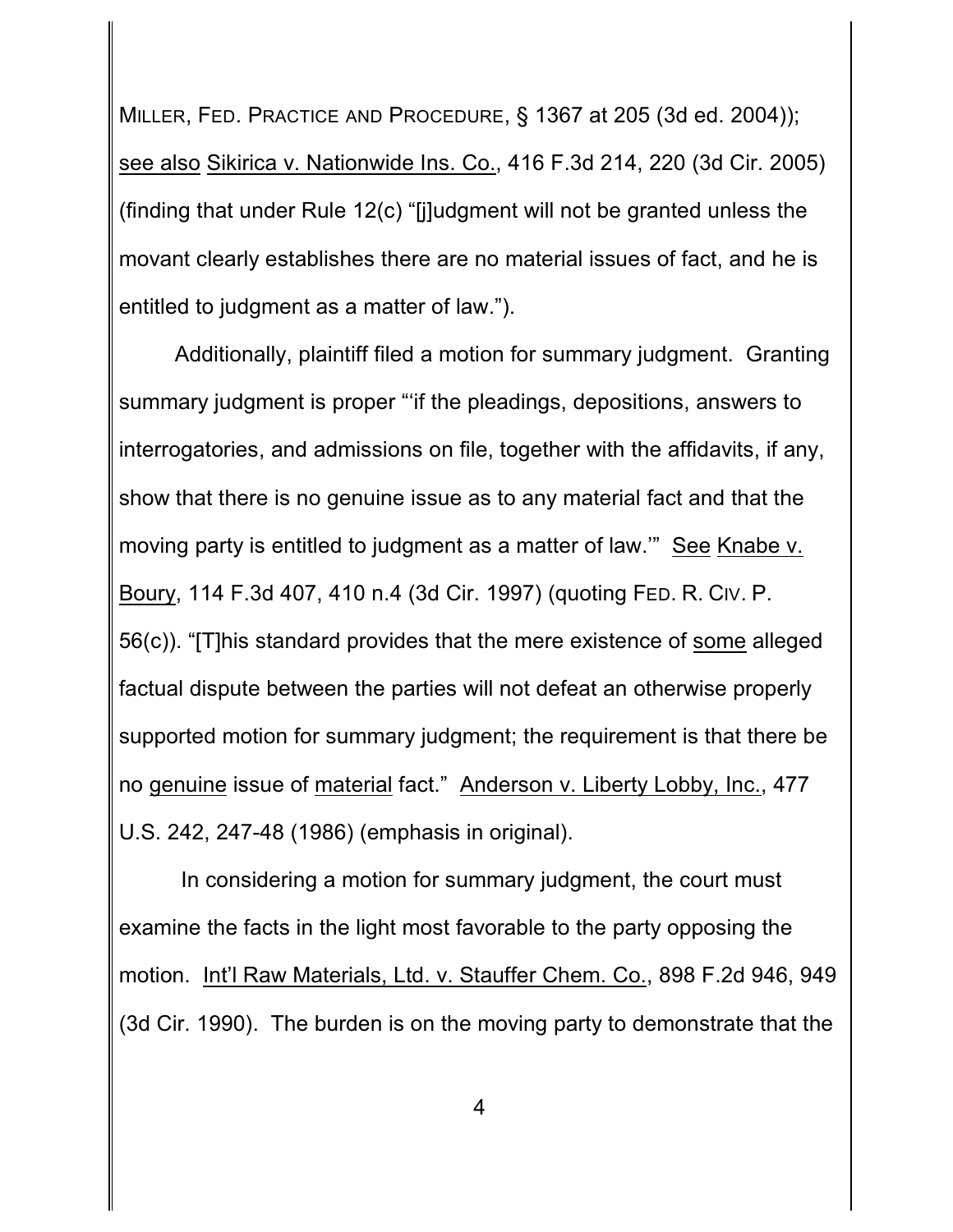MILLER, FED. PRACTICE AND PROCEDURE, § 1367 at 205 (3d ed. 2004)); see also Sikirica v. Nationwide Ins. Co., 416 F.3d 214, 220 (3d Cir. 2005) (finding that under Rule 12(c) "[j]udgment will not be granted unless the movant clearly establishes there are no material issues of fact, and he is entitled to judgment as a matter of law.").

Additionally, plaintiff filed a motion for summary judgment. Granting summary judgment is proper "'if the pleadings, depositions, answers to interrogatories, and admissions on file, together with the affidavits, if any, show that there is no genuine issue as to any material fact and that the moving party is entitled to judgment as a matter of law.'" See Knabe v. Boury, 114 F.3d 407, 410 n.4 (3d Cir. 1997) (quoting FED. R. CIV. P. 56(c)). "[T]his standard provides that the mere existence of some alleged factual dispute between the parties will not defeat an otherwise properly supported motion for summary judgment; the requirement is that there be no genuine issue of material fact." Anderson v. Liberty Lobby, Inc., 477 U.S. 242, 247-48 (1986) (emphasis in original).

In considering a motion for summary judgment, the court must examine the facts in the light most favorable to the party opposing the motion. Int'l Raw Materials, Ltd. v. Stauffer Chem. Co., 898 F.2d 946, 949 (3d Cir. 1990). The burden is on the moving party to demonstrate that the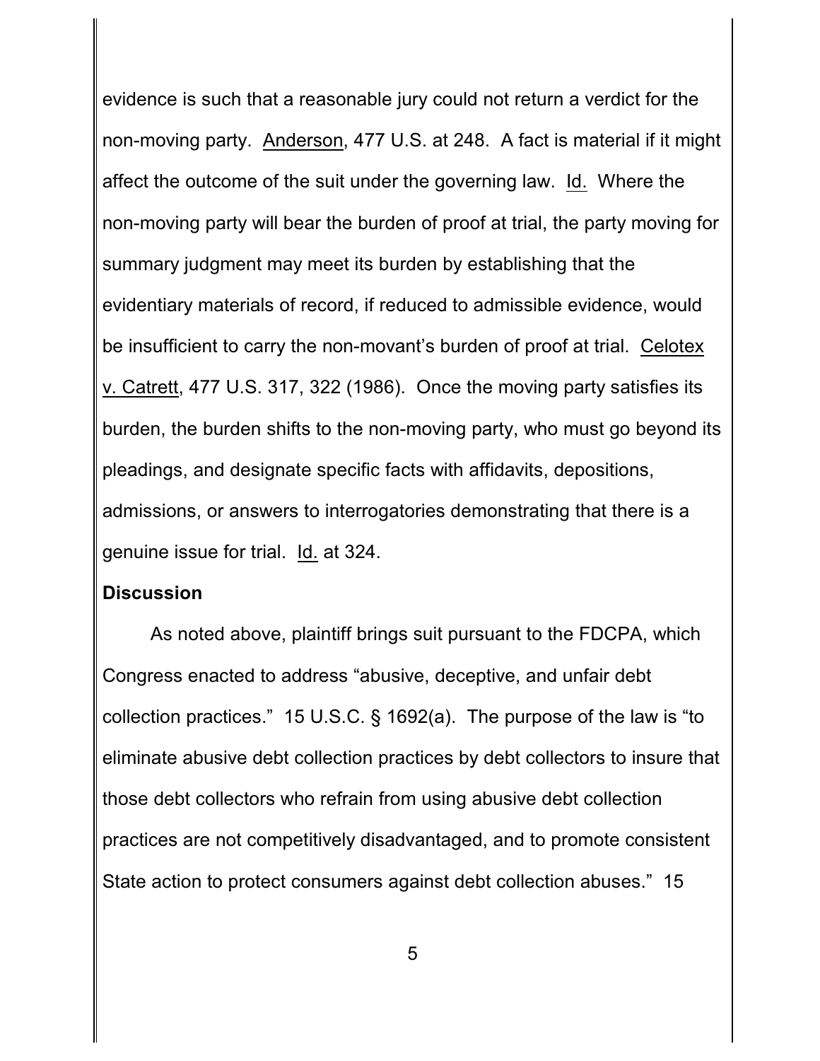evidence is such that a reasonable jury could not return a verdict for the non-moving party. Anderson, 477 U.S. at 248. A fact is material if it might affect the outcome of the suit under the governing law. Id. Where the non-moving party will bear the burden of proof at trial, the party moving for summary judgment may meet its burden by establishing that the evidentiary materials of record, if reduced to admissible evidence, would be insufficient to carry the non-movant's burden of proof at trial. Celotex v. Catrett, 477 U.S. 317, 322 (1986). Once the moving party satisfies its burden, the burden shifts to the non-moving party, who must go beyond its pleadings, and designate specific facts with affidavits, depositions, admissions, or answers to interrogatories demonstrating that there is a genuine issue for trial. Id. at 324.

**Discussion**

As noted above, plaintiff brings suit pursuant to the FDCPA, which Congress enacted to address "abusive, deceptive, and unfair debt collection practices." 15 U.S.C. § 1692(a). The purpose of the law is "to eliminate abusive debt collection practices by debt collectors to insure that those debt collectors who refrain from using abusive debt collection practices are not competitively disadvantaged, and to promote consistent State action to protect consumers against debt collection abuses." 15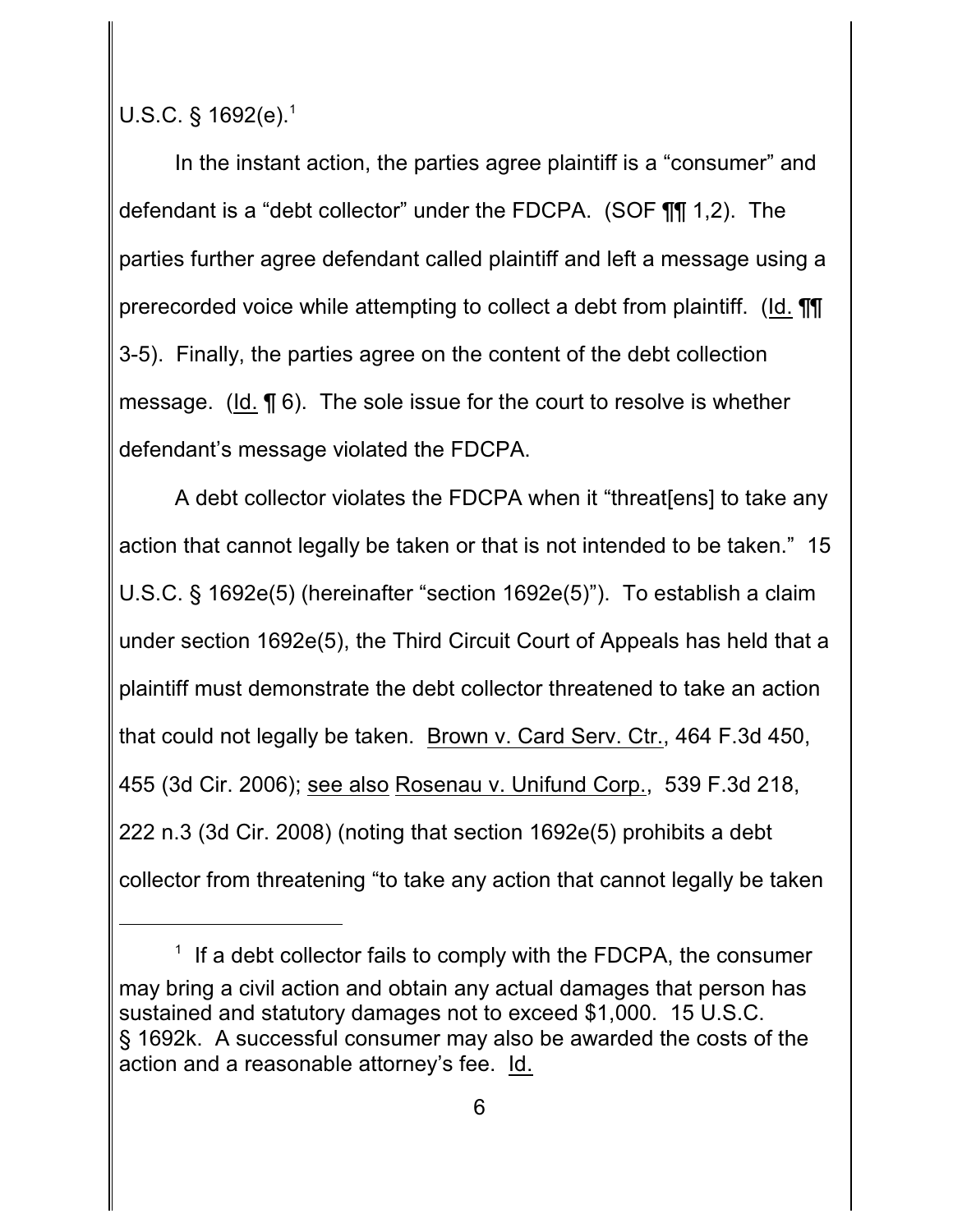U.S.C. § 1692(e).[1]

In the instant action, the parties agree plaintiff is a "consumer" and defendant is a "debt collector" under the FDCPA. (SOF ¶¶ 1,2). The parties further agree defendant called plaintiff and left a message using a prerecorded voice while attempting to collect a debt from plaintiff. (Id. ¶¶ 3-5). Finally, the parties agree on the content of the debt collection message. (Id. ¶ 6). The sole issue for the court to resolve is whether defendant's message violated the FDCPA.

A debt collector violates the FDCPA when it "threat[ens] to take any action that cannot legally be taken or that is not intended to be taken." 15 U.S.C. § 1692e(5) (hereinafter "section 1692e(5)"). To establish a claim under section 1692e(5), the Third Circuit Court of Appeals has held that a plaintiff must demonstrate the debt collector threatened to take an action that could not legally be taken. Brown v. Card Serv. Ctr., 464 F.3d 450, 455 (3d Cir. 2006); see also Rosenau v. Unifund Corp., 539 F.3d 218, 222 n.3 (3d Cir. 2008) (noting that section 1692e(5) prohibits a debt collector from threatening "to take any action that cannot legally be taken

---

[1] If a debt collector fails to comply with the FDCPA, the consumer may bring a civil action and obtain any actual damages that person has sustained and statutory damages not to exceed $1,000. 15 U.S.C. § 1692k. A successful consumer may also be awarded the costs of the action and a reasonable attorney's fee. Id.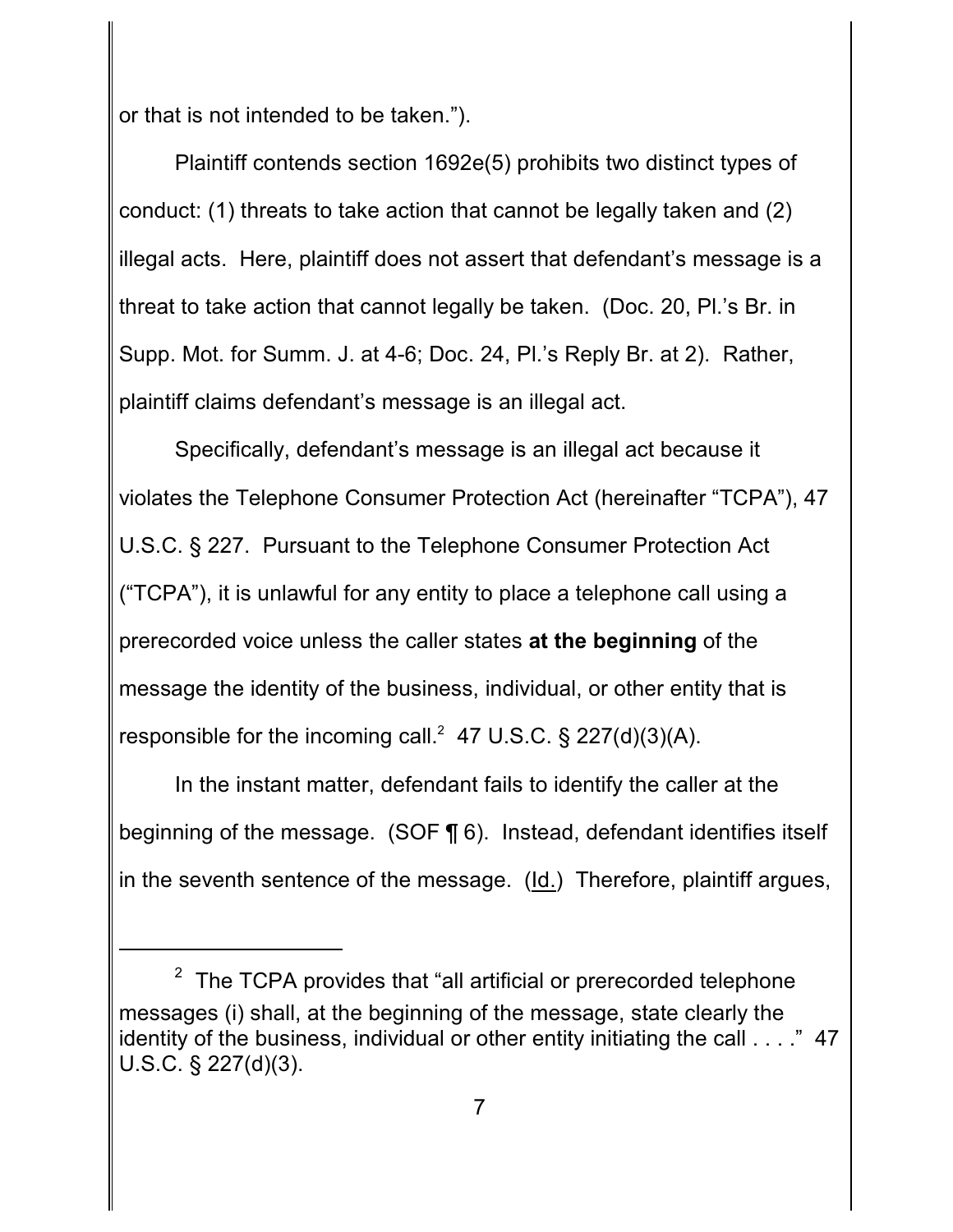or that is not intended to be taken.").

Plaintiff contends section 1692e(5) prohibits two distinct types of conduct: (1) threats to take action that cannot be legally taken and (2) illegal acts. Here, plaintiff does not assert that defendant's message is a threat to take action that cannot legally be taken. (Doc. 20, Pl.'s Br. in Supp. Mot. for Summ. J. at 4-6; Doc. 24, Pl.'s Reply Br. at 2). Rather, plaintiff claims defendant's message is an illegal act.

Specifically, defendant's message is an illegal act because it violates the Telephone Consumer Protection Act (hereinafter "TCPA"), 47 U.S.C. § 227. Pursuant to the Telephone Consumer Protection Act ("TCPA"), it is unlawful for any entity to place a telephone call using a prerecorded voice unless the caller states **at the beginning** of the message the identity of the business, individual, or other entity that is responsible for the incoming call.[2] 47 U.S.C. § 227(d)(3)(A).

In the instant matter, defendant fails to identify the caller at the beginning of the message. (SOF ¶ 6). Instead, defendant identifies itself in the seventh sentence of the message. (<u>Id.</u>) Therefore, plaintiff argues,

---

[2] The TCPA provides that "all artificial or prerecorded telephone messages (i) shall, at the beginning of the message, state clearly the identity of the business, individual or other entity initiating the call . . . ." 47 U.S.C. § 227(d)(3).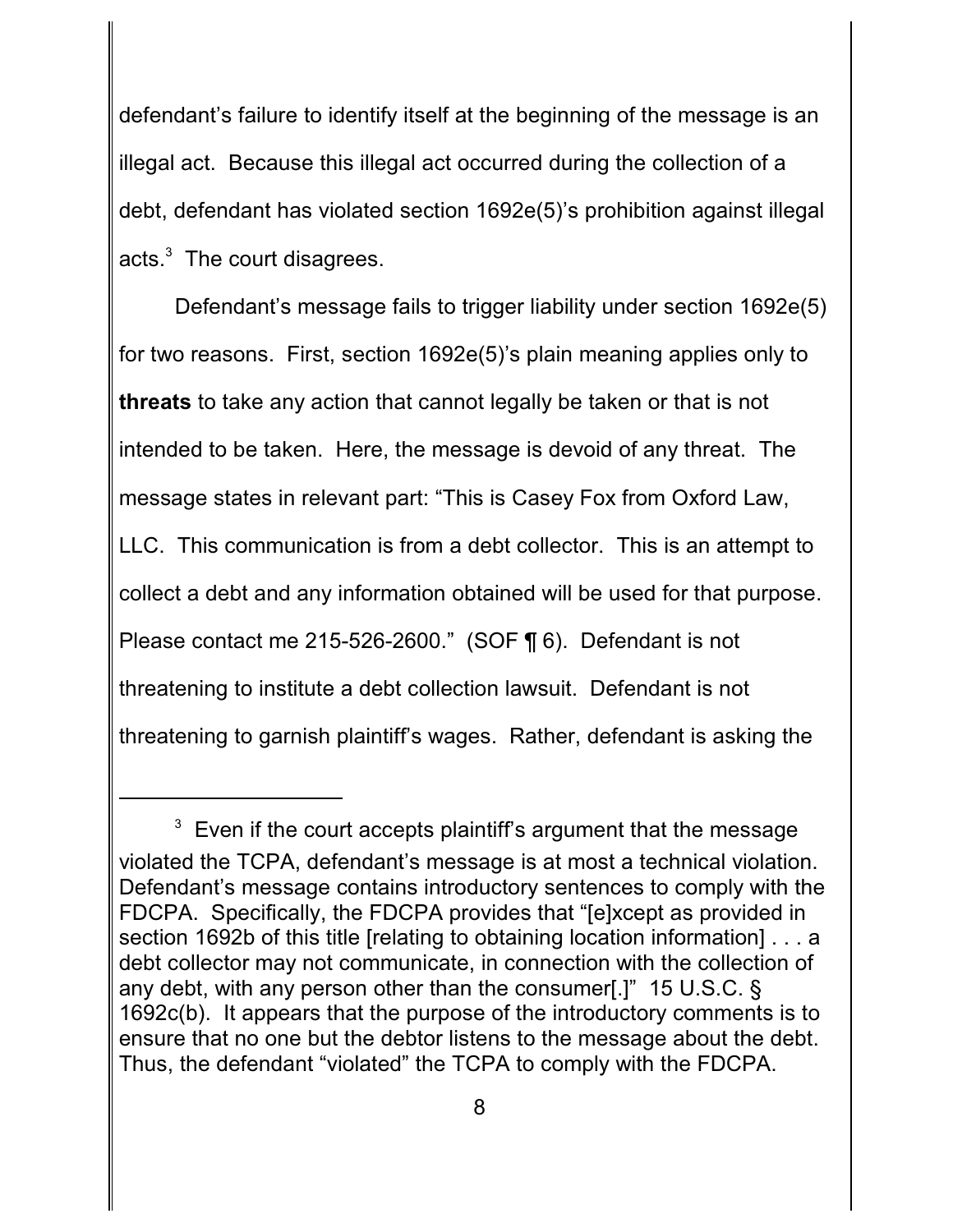defendant's failure to identify itself at the beginning of the message is an illegal act. Because this illegal act occurred during the collection of a debt, defendant has violated section 1692e(5)'s prohibition against illegal acts.[3] The court disagrees.

Defendant's message fails to trigger liability under section 1692e(5) for two reasons. First, section 1692e(5)'s plain meaning applies only to **threats** to take any action that cannot legally be taken or that is not intended to be taken. Here, the message is devoid of any threat. The message states in relevant part: "This is Casey Fox from Oxford Law, LLC. This communication is from a debt collector. This is an attempt to collect a debt and any information obtained will be used for that purpose. Please contact me 215-526-2600." (SOF ¶ 6). Defendant is not threatening to institute a debt collection lawsuit. Defendant is not threatening to garnish plaintiff's wages. Rather, defendant is asking the

---

[3] Even if the court accepts plaintiff's argument that the message violated the TCPA, defendant's message is at most a technical violation. Defendant's message contains introductory sentences to comply with the FDCPA. Specifically, the FDCPA provides that "[e]xcept as provided in section 1692b of this title [relating to obtaining location information] . . . a debt collector may not communicate, in connection with the collection of any debt, with any person other than the consumer[.]" 15 U.S.C. § 1692c(b). It appears that the purpose of the introductory comments is to ensure that no one but the debtor listens to the message about the debt. Thus, the defendant "violated" the TCPA to comply with the FDCPA.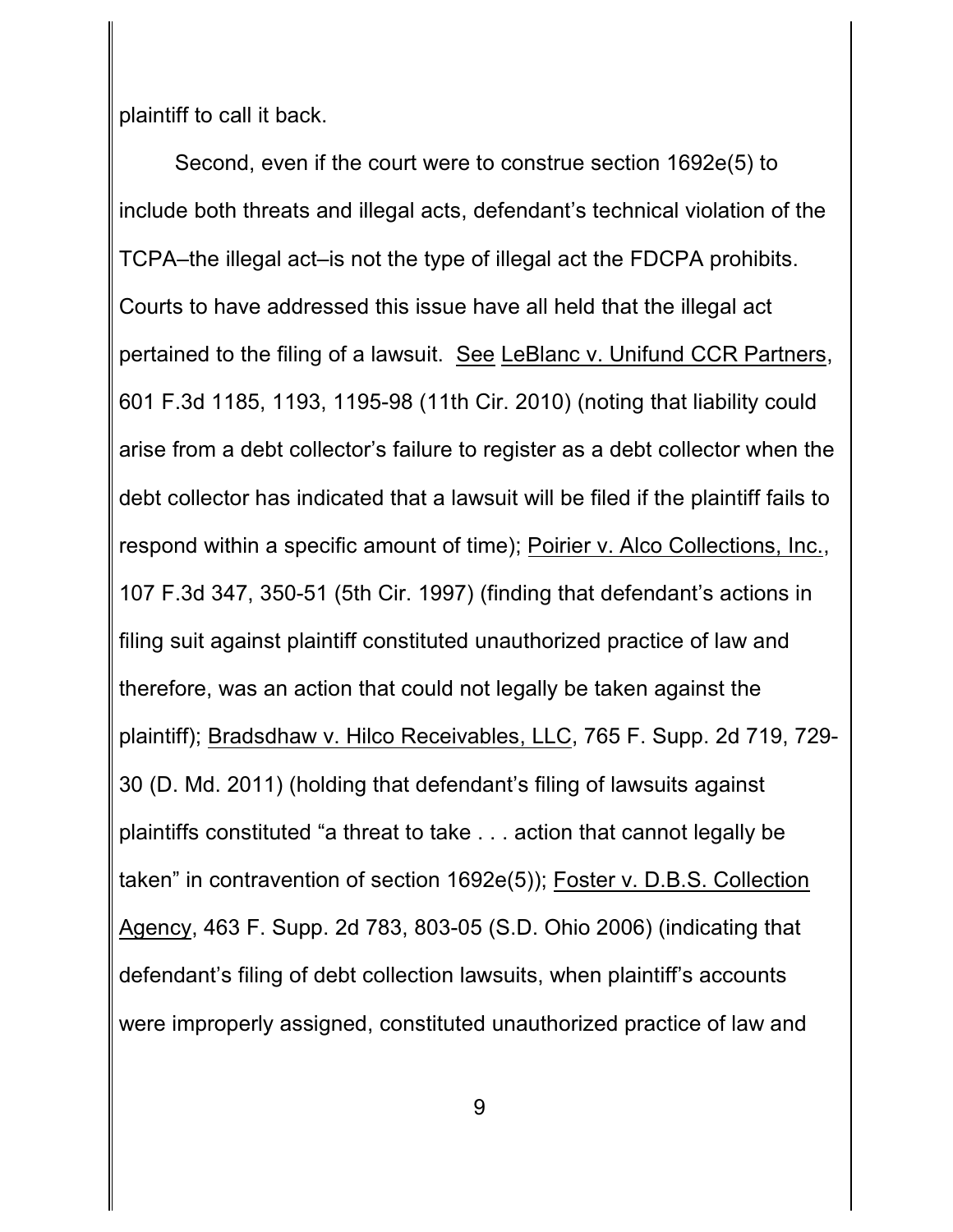plaintiff to call it back.

Second, even if the court were to construe section 1692e(5) to include both threats and illegal acts, defendant's technical violation of the TCPA–the illegal act–is not the type of illegal act the FDCPA prohibits. Courts to have addressed this issue have all held that the illegal act pertained to the filing of a lawsuit. See LeBlanc v. Unifund CCR Partners, 601 F.3d 1185, 1193, 1195-98 (11th Cir. 2010) (noting that liability could arise from a debt collector's failure to register as a debt collector when the debt collector has indicated that a lawsuit will be filed if the plaintiff fails to respond within a specific amount of time); Poirier v. Alco Collections, Inc., 107 F.3d 347, 350-51 (5th Cir. 1997) (finding that defendant's actions in filing suit against plaintiff constituted unauthorized practice of law and therefore, was an action that could not legally be taken against the plaintiff); Bradsdhaw v. Hilco Receivables, LLC, 765 F. Supp. 2d 719, 729-30 (D. Md. 2011) (holding that defendant's filing of lawsuits against plaintiffs constituted "a threat to take . . . action that cannot legally be taken" in contravention of section 1692e(5)); Foster v. D.B.S. Collection Agency, 463 F. Supp. 2d 783, 803-05 (S.D. Ohio 2006) (indicating that defendant's filing of debt collection lawsuits, when plaintiff's accounts were improperly assigned, constituted unauthorized practice of law and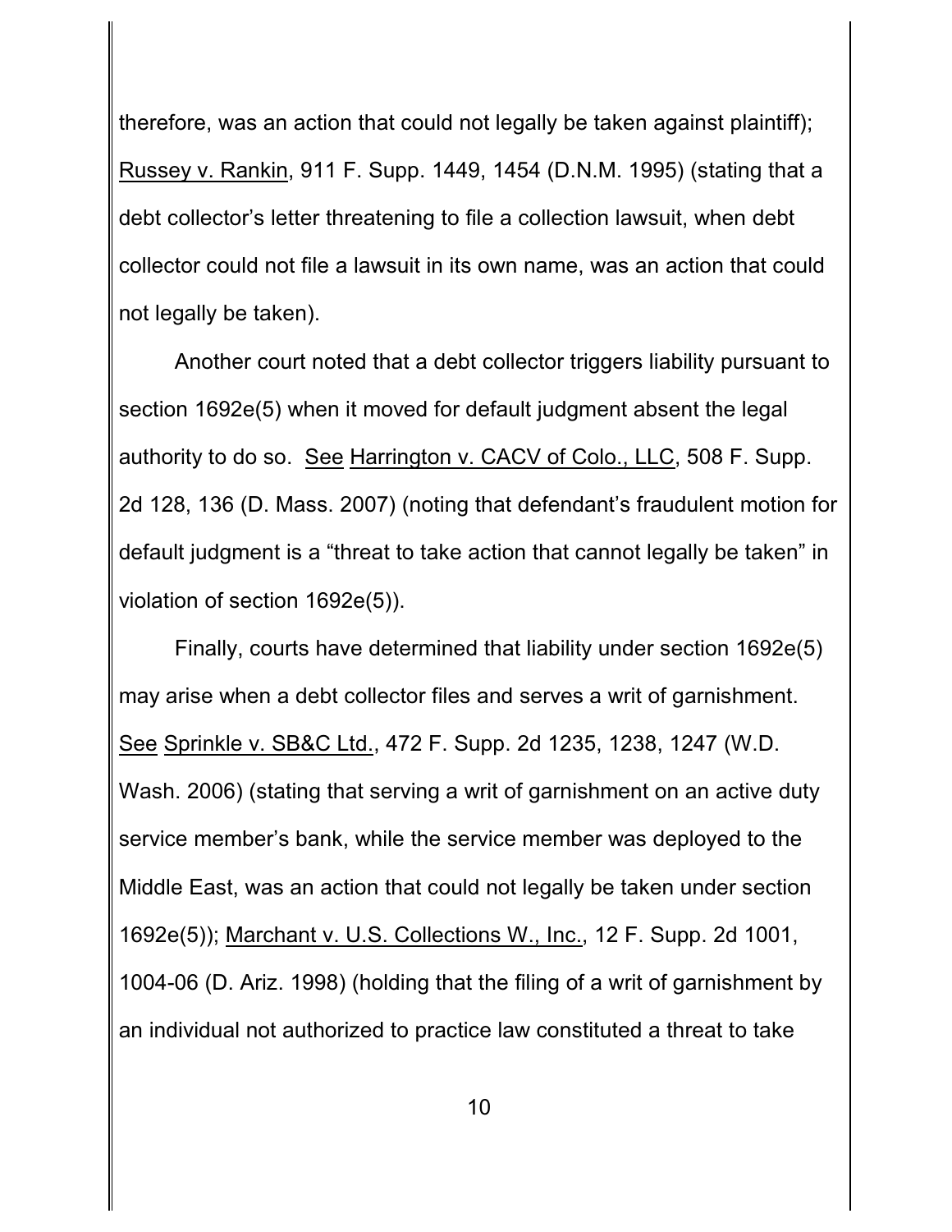therefore, was an action that could not legally be taken against plaintiff); Russey v. Rankin, 911 F. Supp. 1449, 1454 (D.N.M. 1995) (stating that a debt collector's letter threatening to file a collection lawsuit, when debt collector could not file a lawsuit in its own name, was an action that could not legally be taken).

Another court noted that a debt collector triggers liability pursuant to section 1692e(5) when it moved for default judgment absent the legal authority to do so. See Harrington v. CACV of Colo., LLC, 508 F. Supp. 2d 128, 136 (D. Mass. 2007) (noting that defendant's fraudulent motion for default judgment is a "threat to take action that cannot legally be taken" in violation of section 1692e(5)).

Finally, courts have determined that liability under section 1692e(5) may arise when a debt collector files and serves a writ of garnishment. See Sprinkle v. SB&C Ltd., 472 F. Supp. 2d 1235, 1238, 1247 (W.D. Wash. 2006) (stating that serving a writ of garnishment on an active duty service member's bank, while the service member was deployed to the Middle East, was an action that could not legally be taken under section 1692e(5)); Marchant v. U.S. Collections W., Inc., 12 F. Supp. 2d 1001, 1004-06 (D. Ariz. 1998) (holding that the filing of a writ of garnishment by an individual not authorized to practice law constituted a threat to take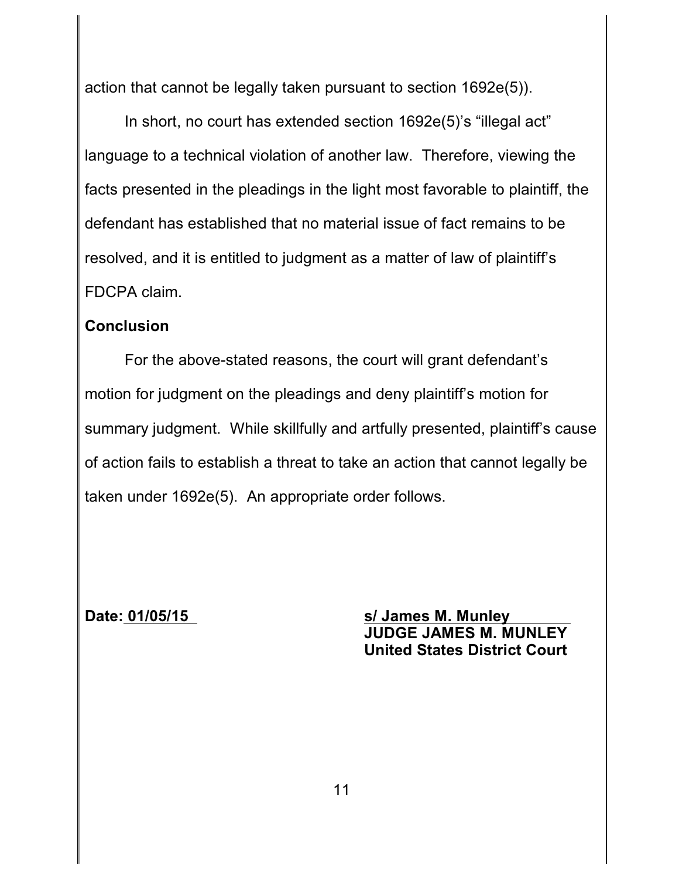action that cannot be legally taken pursuant to section 1692e(5)).

In short, no court has extended section 1692e(5)'s "illegal act" language to a technical violation of another law. Therefore, viewing the facts presented in the pleadings in the light most favorable to plaintiff, the defendant has established that no material issue of fact remains to be resolved, and it is entitled to judgment as a matter of law of plaintiff's FDCPA claim.

**Conclusion**

For the above-stated reasons, the court will grant defendant's motion for judgment on the pleadings and deny plaintiff's motion for summary judgment. While skillfully and artfully presented, plaintiff's cause of action fails to establish a threat to take an action that cannot legally be taken under 1692e(5). An appropriate order follows.

**Date: 01/05/15**

**s/ James M. Munley**
**JUDGE JAMES M. MUNLEY**
**United States District Court**